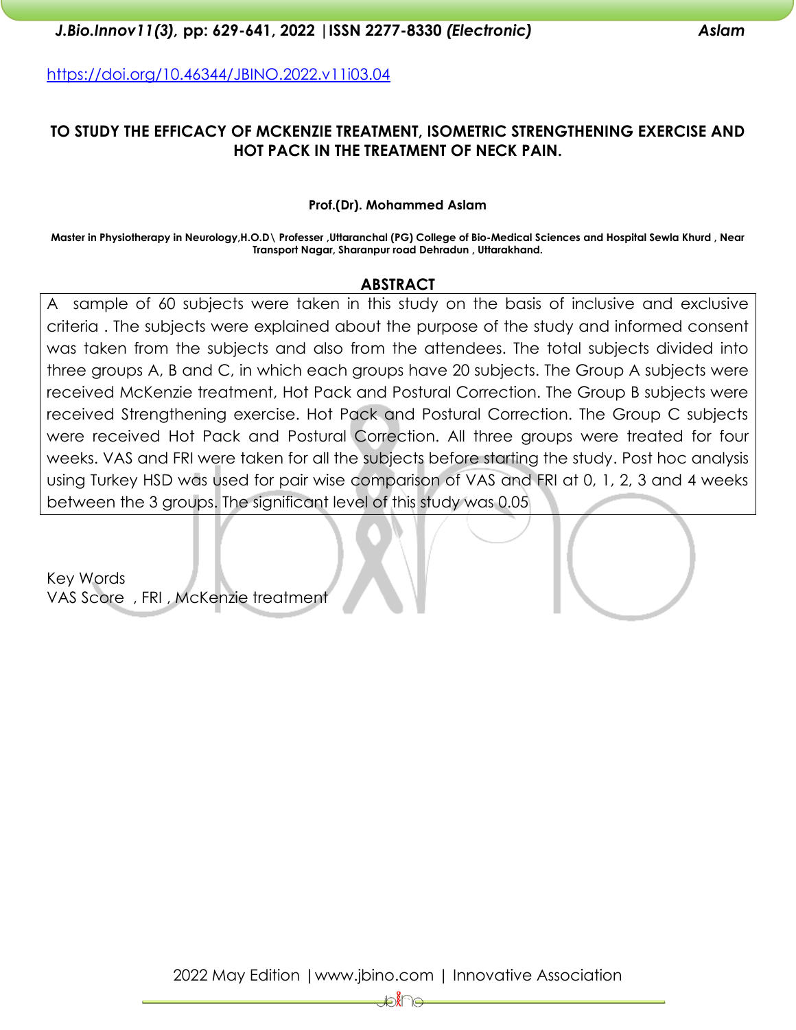https://doi.org/10.46344/JBINO.2022.v11i03.04

# TO STUDY THE EFFICACY OF MCKENZIE TREATMENT, ISOMETRIC STRENGTHENING EXERCISE AND HOT PACK IN THE TREATMENT OF NECK PAIN.

**Prof.(Dr). Mohammed Aslam**

**Master in Physiotherapy in Neurology,H.O.D\ Professer ,Uttaranchal (PG) College of Bio-Medical Sciences and Hospital Sewla Khurd , Near Transport Nagar, Sharanpur road Dehradun , Uttarakhand.**

## ABSTRACT

A sample of 60 subjects were taken in this study on the basis of inclusive and exclusive criteria . The subjects were explained about the purpose of the study and informed consent was taken from the subjects and also from the attendees. The total subjects divided into three groups A, B and C, in which each groups have 20 subjects. The Group A subjects were received McKenzie treatment, Hot Pack and Postural Correction. The Group B subjects were received Strengthening exercise. Hot Pack and Postural Correction. The Group C subjects were received Hot Pack and Postural Correction. All three groups were treated for four weeks. VAS and FRI were taken for all the subjects before starting the study. Post hoc analysis using Turkey HSD was used for pair wise comparison of VAS and FRI at 0, 1, 2, 3 and 4 weeks between the 3 groups. The significant level of this study was 0.05

Key Words

VAS Score , FRI , McKenzie treatment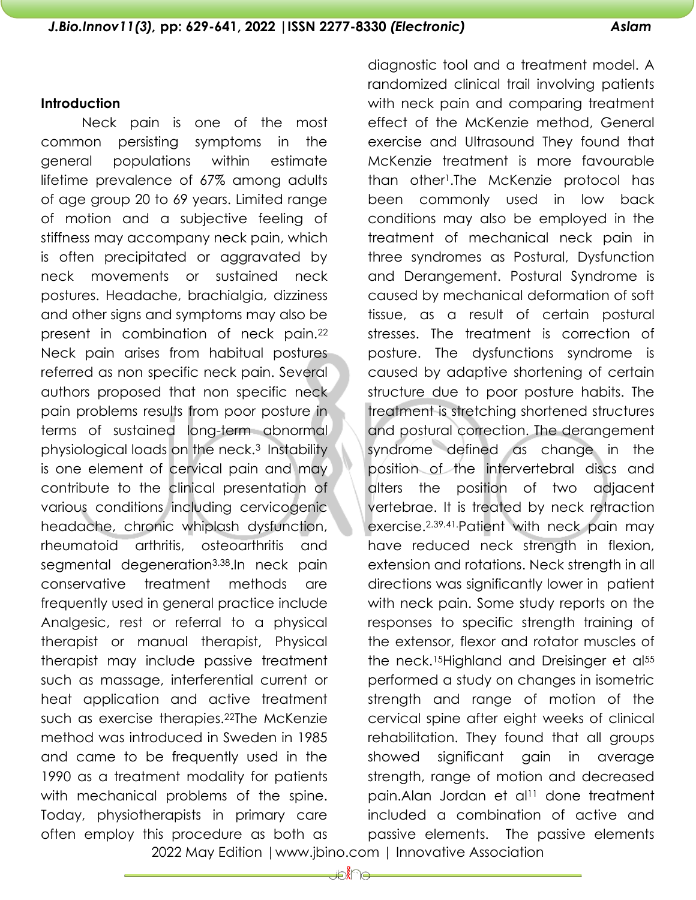## Introduction

Neck pain is one of the most common persisting symptoms in the general populations within estimate lifetime prevalence of 67% among adults of age group 20 to 69 years. Limited range of motion and a subjective feeling of stiffness may accompany neck pain, which is often precipitated or aggravated by neck movements or sustained neck postures. Headache, brachialgia, dizziness and other signs and symptoms may also be present in combination of neck pain.[22] Neck pain arises from habitual postures referred as non specific neck pain. Several authors proposed that non specific neck pain problems results from poor posture in terms of sustained long-term abnormal physiological loads on the neck.[3] Instability is one element of cervical pain and may contribute to the clinical presentation of various conditions including cervicogenic headache, chronic whiplash dysfunction, rheumatoid arthritis, osteoarthritis and segmental degeneration[3,38].In neck pain conservative treatment methods are frequently used in general practice include Analgesic, rest or referral to a physical therapist or manual therapist, Physical therapist may include passive treatment such as massage, interferential current or heat application and active treatment such as exercise therapies.[22]The McKenzie method was introduced in Sweden in 1985 and came to be frequently used in the 1990 as a treatment modality for patients with mechanical problems of the spine. Today, physiotherapists in primary care often employ this procedure as both as diagnostic tool and a treatment model. A randomized clinical trail involving patients with neck pain and comparing treatment effect of the McKenzie method, General exercise and Ultrasound They found that McKenzie treatment is more favourable than other[1].The McKenzie protocol has been commonly used in low back conditions may also be employed in the treatment of mechanical neck pain in three syndromes as Postural, Dysfunction and Derangement. Postural Syndrome is caused by mechanical deformation of soft tissue, as a result of certain postural stresses. The treatment is correction of posture. The dysfunctions syndrome is caused by adaptive shortening of certain structure due to poor posture habits. The treatment is stretching shortened structures and postural correction. The derangement syndrome defined as change in the position of the intervertebral discs and alters the position of two adjacent vertebrae. It is treated by neck retraction exercise.[2,39,41].Patient with neck pain may have reduced neck strength in flexion, extension and rotations. Neck strength in all directions was significantly lower in patient with neck pain. Some study reports on the responses to specific strength training of the extensor, flexor and rotator muscles of the neck.[15]Highland and Dreisinger et al[55] performed a study on changes in isometric strength and range of motion of the cervical spine after eight weeks of clinical rehabilitation. They found that all groups showed significant gain in average strength, range of motion and decreased pain.Alan Jordan et al[11] done treatment included a combination of active and passive elements. The passive elements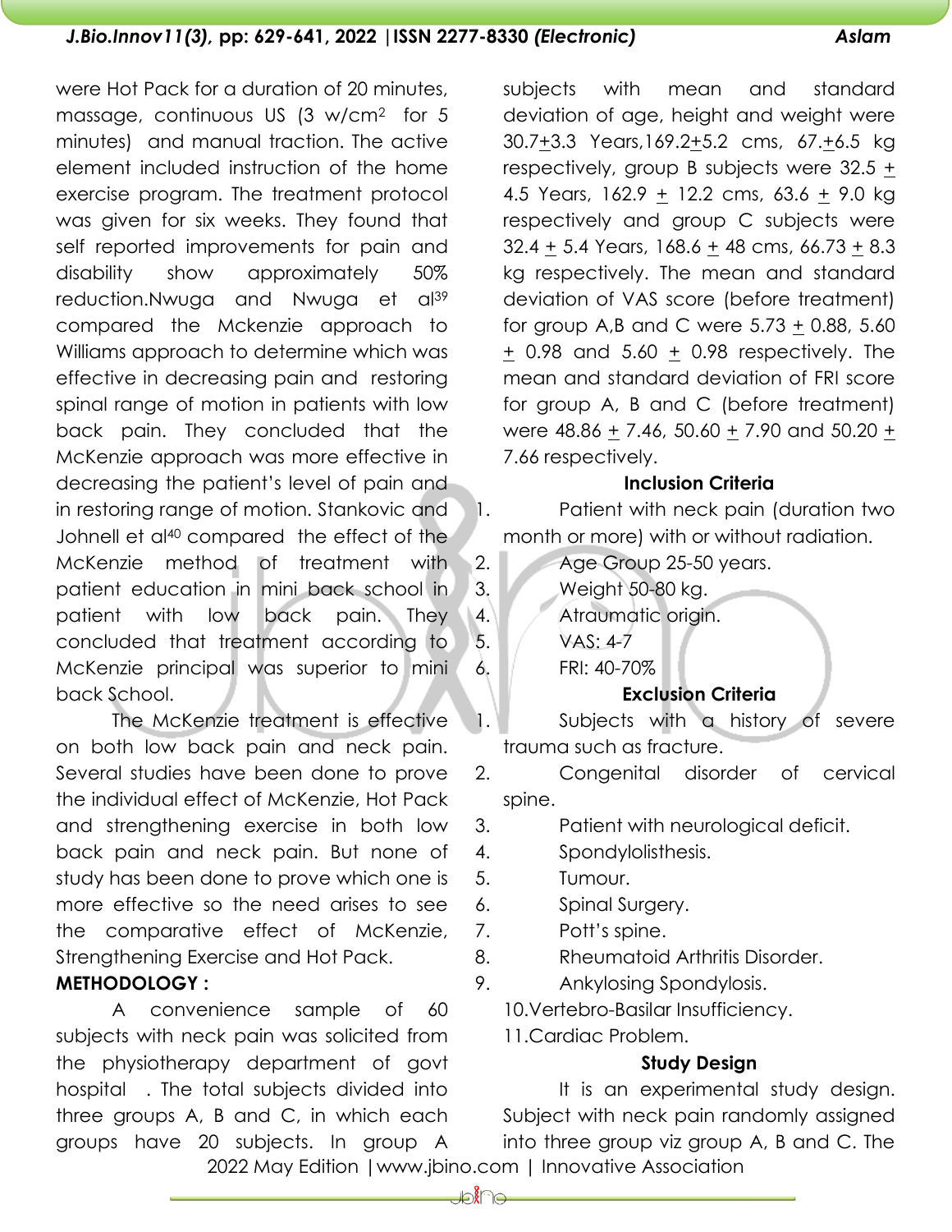were Hot Pack for a duration of 20 minutes, massage, continuous US (3 w/cm$^2$ for 5 minutes) and manual traction. The active element included instruction of the home exercise program. The treatment protocol was given for six weeks. They found that self reported improvements for pain and disability show approximately 50% reduction.Nwuga and Nwuga et al[39] compared the Mckenzie approach to Williams approach to determine which was effective in decreasing pain and restoring spinal range of motion in patients with low back pain. They concluded that the McKenzie approach was more effective in decreasing the patient's level of pain and in restoring range of motion. Stankovic and Johnell et al[40] compared the effect of the McKenzie method of treatment with patient education in mini back school in patient with low back pain. They concluded that treatment according to McKenzie principal was superior to mini back School.

The McKenzie treatment is effective on both low back pain and neck pain. Several studies have been done to prove the individual effect of McKenzie, Hot Pack and strengthening exercise in both low back pain and neck pain. But none of study has been done to prove which one is more effective so the need arises to see the comparative effect of McKenzie, Strengthening Exercise and Hot Pack.

**METHODOLOGY :**

A convenience sample of 60 subjects with neck pain was solicited from the physiotherapy department of govt hospital . The total subjects divided into three groups A, B and C, in which each groups have 20 subjects. In group A subjects with mean and standard deviation of age, height and weight were 30.7±3.3 Years,169.2±5.2 cms, 67.±6.5 kg respectively, group B subjects were 32.5 ± 4.5 Years, 162.9 ± 12.2 cms, 63.6 ± 9.0 kg respectively and group C subjects were 32.4 ± 5.4 Years, 168.6 ± 48 cms, 66.73 ± 8.3 kg respectively. The mean and standard deviation of VAS score (before treatment) for group A,B and C were 5.73 ± 0.88, 5.60 ± 0.98 and 5.60 ± 0.98 respectively. The mean and standard deviation of FRI score for group A, B and C (before treatment) were 48.86 ± 7.46, 50.60 ± 7.90 and 50.20 ± 7.66 respectively.

**Inclusion Criteria**

1. Patient with neck pain (duration two month or more) with or without radiation.
2. Age Group 25-50 years.
3. Weight 50-80 kg.
4. Atraumatic origin.
5. VAS: 4-7
6. FRI: 40-70%

**Exclusion Criteria**

1. Subjects with a history of severe trauma such as fracture.
2. Congenital disorder of cervical spine.
3. Patient with neurological deficit.
4. Spondylolisthesis.
5. Tumour.
6. Spinal Surgery.
7. Pott's spine.
8. Rheumatoid Arthritis Disorder.
9. Ankylosing Spondylosis.
10. Vertebro-Basilar Insufficiency.
11. Cardiac Problem.

**Study Design**

It is an experimental study design. Subject with neck pain randomly assigned into three group viz group A, B and C. The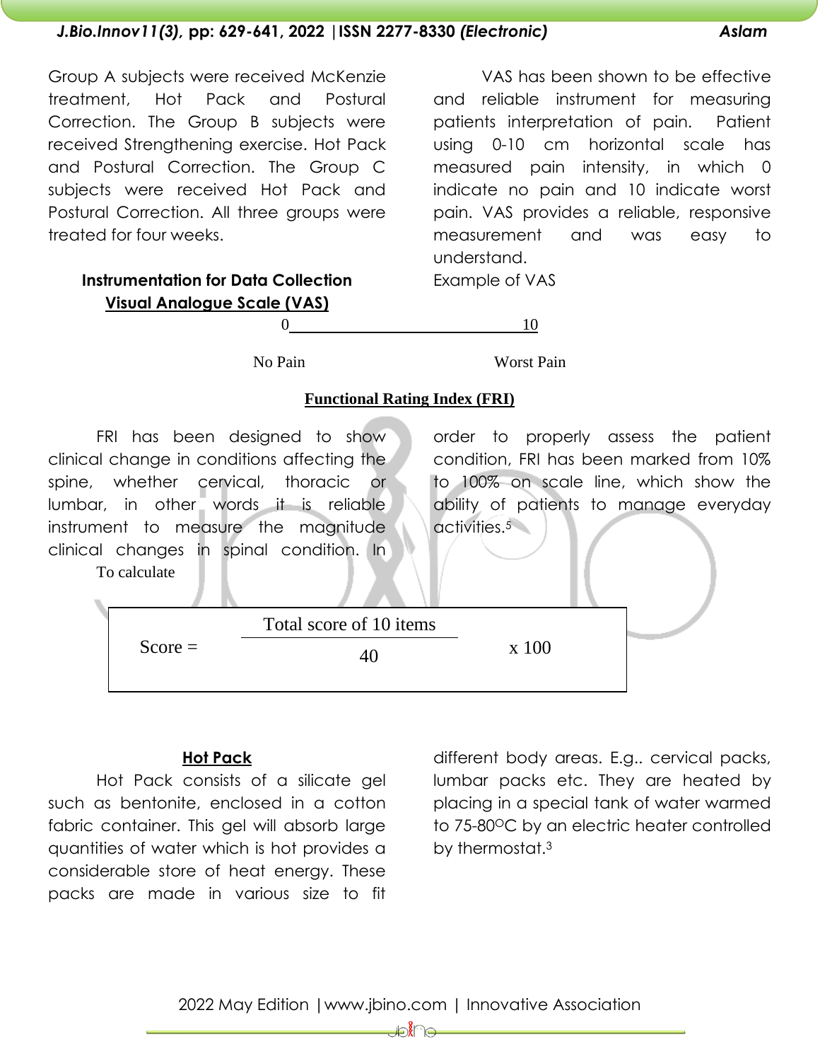Group A subjects were received McKenzie treatment, Hot Pack and Postural Correction. The Group B subjects were received Strengthening exercise. Hot Pack and Postural Correction. The Group C subjects were received Hot Pack and Postural Correction. All three groups were treated for four weeks.

### Instrumentation for Data Collection

### Visual Analogue Scale (VAS)

VAS has been shown to be effective and reliable instrument for measuring patients interpretation of pain. Patient using 0-10 cm horizontal scale has measured pain intensity, in which 0 indicate no pain and 10 indicate worst pain. VAS provides a reliable, responsive measurement and was easy to understand.

Example of VAS

0 \_\_\_\_\_\_\_\_\_\_\_\_\_\_\_\_\_\_\_\_\_\_\_\_\_\_\_\_\_\_ 10

No Pain                                        Worst Pain

### Functional Rating Index (FRI)

FRI has been designed to show clinical change in conditions affecting the spine, whether cervical, thoracic or lumbar, in other words it is reliable instrument to measure the magnitude clinical changes in spinal condition. In order to properly assess the patient condition, FRI has been marked from 10% to 100% on scale line, which show the ability of patients to manage everyday activities.[5]

To calculate

$$\text{Score} = \frac{\text{Total score of 10 items}}{40} \times 100$$

### Hot Pack

Hot Pack consists of a silicate gel such as bentonite, enclosed in a cotton fabric container. This gel will absorb large quantities of water which is hot provides a considerable store of heat energy. These packs are made in various size to fit different body areas. E.g.. cervical packs, lumbar packs etc. They are heated by placing in a special tank of water warmed to 75-80$^{O}$C by an electric heater controlled by thermostat.[3]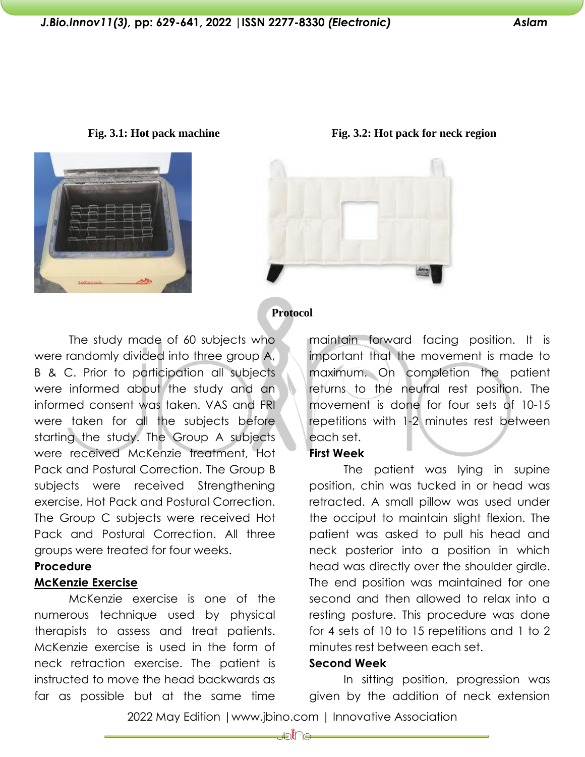Fig. 3.1: Hot pack machine

Fig. 3.2: Hot pack for neck region

**Protocol**

The study made of 60 subjects who were randomly divided into three group A, B & C. Prior to participation all subjects were informed about the study and an informed consent was taken. VAS and FRI were taken for all the subjects before starting the study. The Group A subjects were received McKenzie treatment, Hot Pack and Postural Correction. The Group B subjects were received Strengthening exercise, Hot Pack and Postural Correction. The Group C subjects were received Hot Pack and Postural Correction. All three groups were treated for four weeks.

**Procedure**

**McKenzie Exercise**

McKenzie exercise is one of the numerous technique used by physical therapists to assess and treat patients. McKenzie exercise is used in the form of neck retraction exercise. The patient is instructed to move the head backwards as far as possible but at the same time maintain forward facing position. It is important that the movement is made to maximum. On completion the patient returns to the neutral rest position. The movement is done for four sets of 10-15 repetitions with 1-2 minutes rest between each set.

**First Week**

The patient was lying in supine position, chin was tucked in or head was retracted. A small pillow was used under the occiput to maintain slight flexion. The patient was asked to pull his head and neck posterior into a position in which head was directly over the shoulder girdle. The end position was maintained for one second and then allowed to relax into a resting posture. This procedure was done for 4 sets of 10 to 15 repetitions and 1 to 2 minutes rest between each set.

**Second Week**

In sitting position, progression was given by the addition of neck extension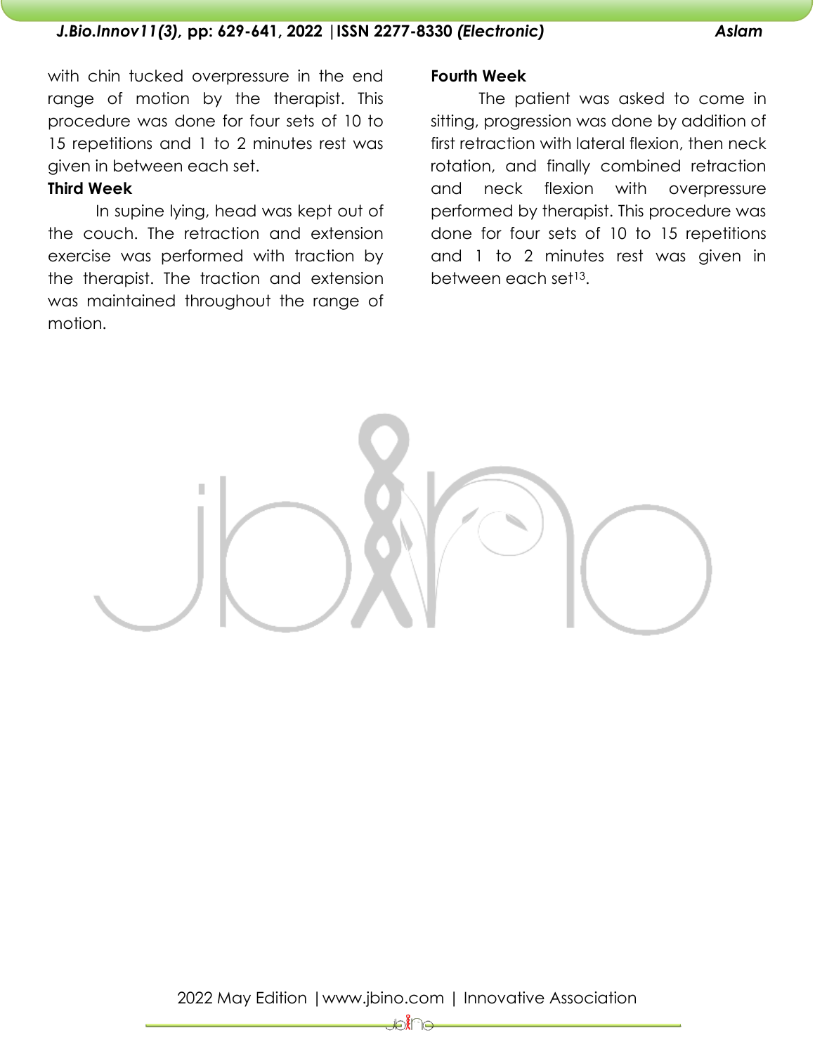with chin tucked overpressure in the end range of motion by the therapist. This procedure was done for four sets of 10 to 15 repetitions and 1 to 2 minutes rest was given in between each set.

**Third Week**

In supine lying, head was kept out of the couch. The retraction and extension exercise was performed with traction by the therapist. The traction and extension was maintained throughout the range of motion.

**Fourth Week**

The patient was asked to come in sitting, progression was done by addition of first retraction with lateral flexion, then neck rotation, and finally combined retraction and neck flexion with overpressure performed by therapist. This procedure was done for four sets of 10 to 15 repetitions and 1 to 2 minutes rest was given in between each set[13].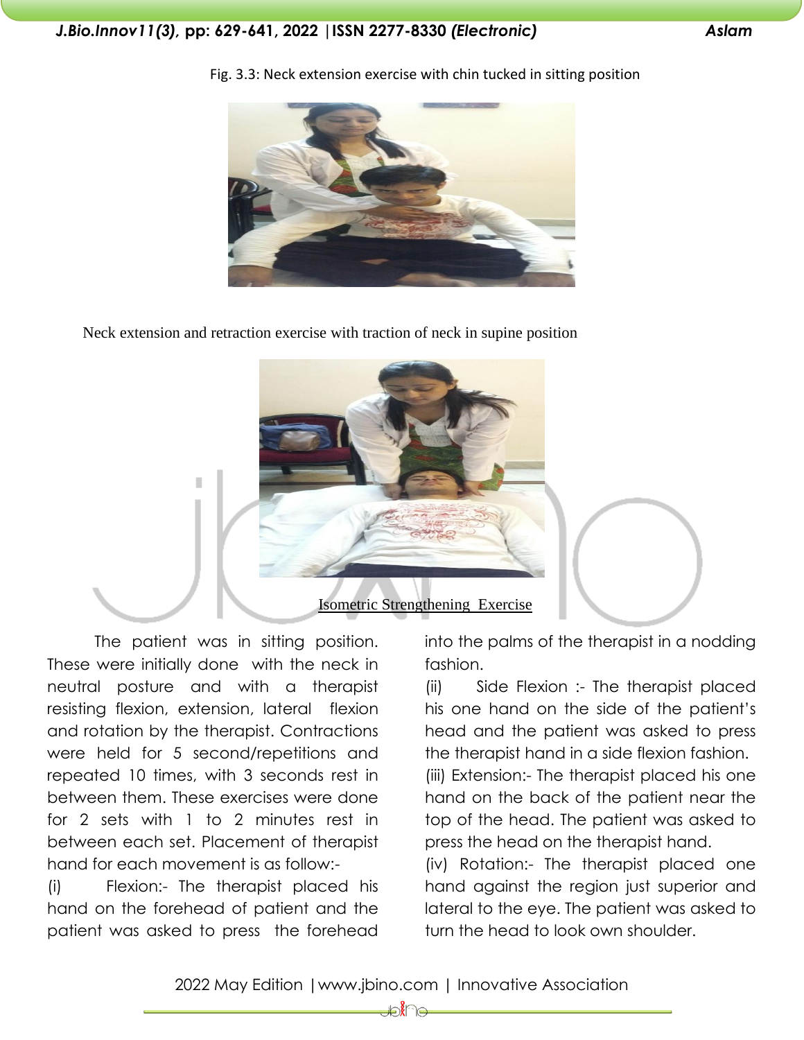Fig. 3.3: Neck extension exercise with chin tucked in sitting position

Neck extension and retraction exercise with traction of neck in supine position

## Isometric Strengthening Exercise

The patient was in sitting position. These were initially done with the neck in neutral posture and with a therapist resisting flexion, extension, lateral flexion and rotation by the therapist. Contractions were held for 5 second/repetitions and repeated 10 times, with 3 seconds rest in between them. These exercises were done for 2 sets with 1 to 2 minutes rest in between each set. Placement of therapist hand for each movement is as follow:-

(i) Flexion:- The therapist placed his hand on the forehead of patient and the patient was asked to press the forehead into the palms of the therapist in a nodding fashion.

(ii) Side Flexion :- The therapist placed his one hand on the side of the patient's head and the patient was asked to press the therapist hand in a side flexion fashion.

(iii) Extension:- The therapist placed his one hand on the back of the patient near the top of the head. The patient was asked to press the head on the therapist hand.

(iv) Rotation:- The therapist placed one hand against the region just superior and lateral to the eye. The patient was asked to turn the head to look own shoulder.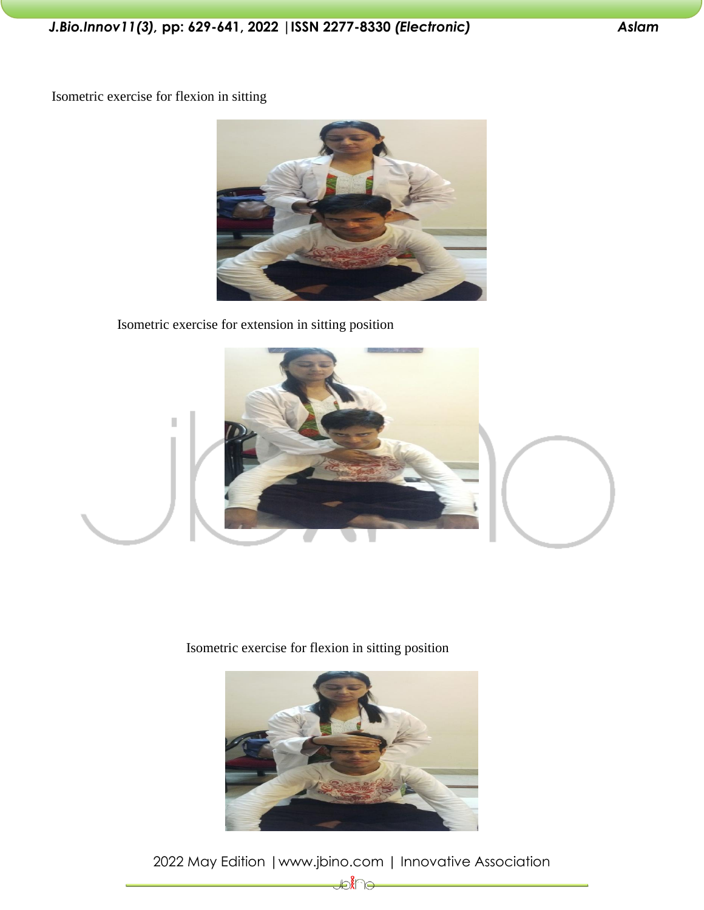Isometric exercise for flexion in sitting

Isometric exercise for extension in sitting position

Isometric exercise for flexion in sitting position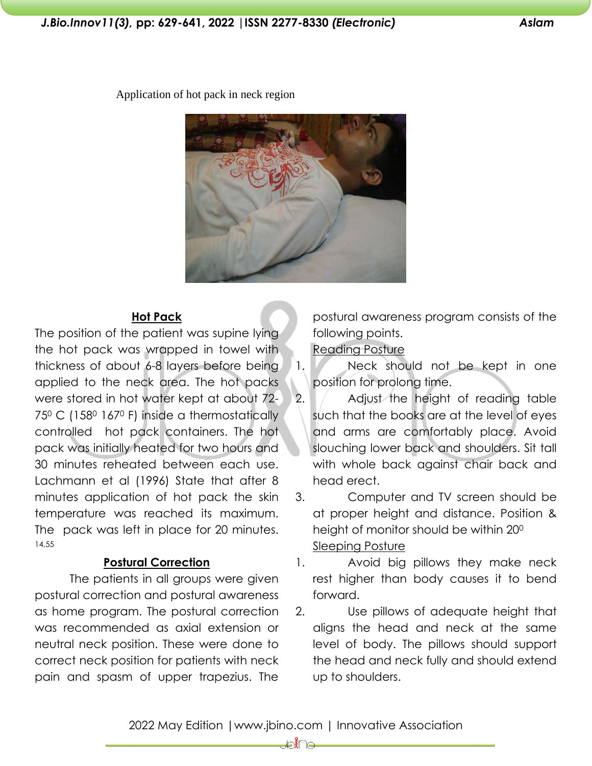Application of hot pack in neck region

### Hot Pack

The position of the patient was supine lying the hot pack was wrapped in towel with thickness of about 6-8 layers before being applied to the neck area. The hot packs were stored in hot water kept at about 72-75$^0$ C (158$^0$ 167$^0$ F) inside a thermostatically controlled hot pack containers. The hot pack was initially heated for two hours and 30 minutes reheated between each use. Lachmann et al (1996) State that after 8 minutes application of hot pack the skin temperature was reached its maximum. The pack was left in place for 20 minutes. [14,55]

### Postural Correction

The patients in all groups were given postural correction and postural awareness as home program. The postural correction was recommended as axial extension or neutral neck position. These were done to correct neck position for patients with neck pain and spasm of upper trapezius. The postural awareness program consists of the following points.

Reading Posture

1. Neck should not be kept in one position for prolong time.
2. Adjust the height of reading table such that the books are at the level of eyes and arms are comfortably place. Avoid slouching lower back and shoulders. Sit tall with whole back against chair back and head erect.
3. Computer and TV screen should be at proper height and distance. Position & height of monitor should be within 20$^0$

Sleeping Posture

1. Avoid big pillows they make neck rest higher than body causes it to bend forward.
2. Use pillows of adequate height that aligns the head and neck at the same level of body. The pillows should support the head and neck fully and should extend up to shoulders.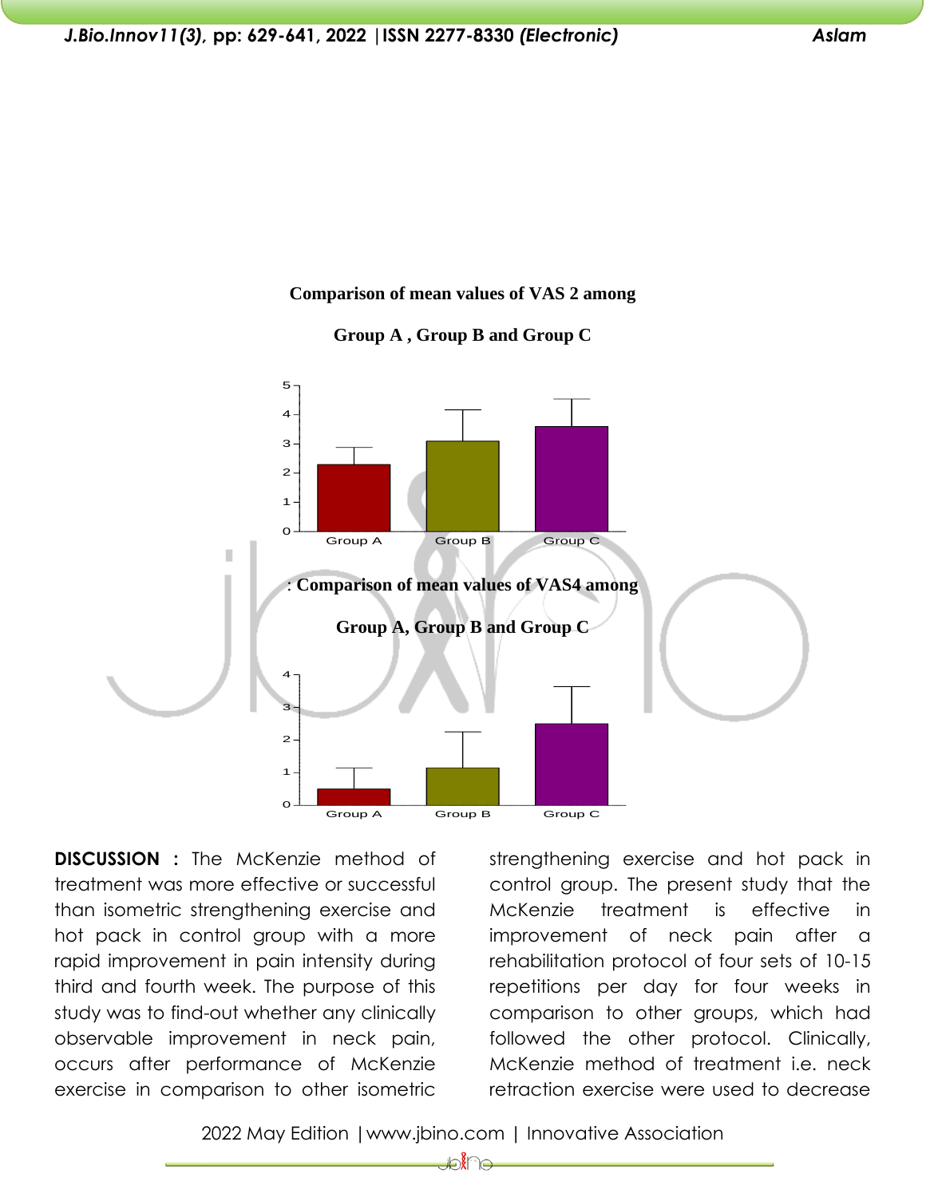**Comparison of mean values of VAS 2 among**

**Group A , Group B and Group C**

: **Comparison of mean values of VAS4 among**

**Group A, Group B and Group C**

**DISCUSSION :** The McKenzie method of treatment was more effective or successful than isometric strengthening exercise and hot pack in control group with a more rapid improvement in pain intensity during third and fourth week. The purpose of this study was to find-out whether any clinically observable improvement in neck pain, occurs after performance of McKenzie exercise in comparison to other isometric strengthening exercise and hot pack in control group. The present study that the McKenzie treatment is effective in improvement of neck pain after a rehabilitation protocol of four sets of 10-15 repetitions per day for four weeks in comparison to other groups, which had followed the other protocol. Clinically, McKenzie method of treatment i.e. neck retraction exercise were used to decrease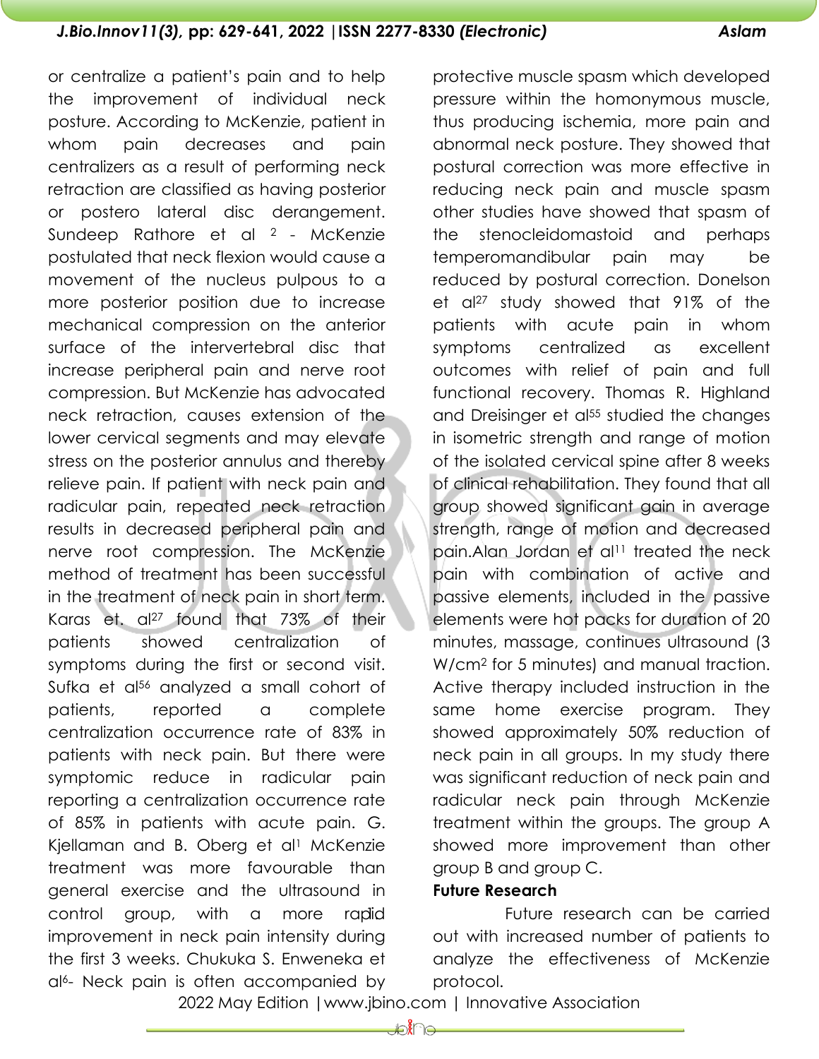or centralize a patient's pain and to help the improvement of individual neck posture. According to McKenzie, patient in whom pain decreases and pain centralizers as a result of performing neck retraction are classified as having posterior or postero lateral disc derangement. Sundeep Rathore et al [2] - McKenzie postulated that neck flexion would cause a movement of the nucleus pulpous to a more posterior position due to increase mechanical compression on the anterior surface of the intervertebral disc that increase peripheral pain and nerve root compression. But McKenzie has advocated neck retraction, causes extension of the lower cervical segments and may elevate stress on the posterior annulus and thereby relieve pain. If patient with neck pain and radicular pain, repeated neck retraction results in decreased peripheral pain and nerve root compression. The McKenzie method of treatment has been successful in the treatment of neck pain in short term. Karas et. al[27] found that 73% of their patients showed centralization of symptoms during the first or second visit. Sufka et al[56] analyzed a small cohort of patients, reported a complete centralization occurrence rate of 83% in patients with neck pain. But there were symptomic reduce in radicular pain reporting a centralization occurrence rate of 85% in patients with acute pain. G. Kjellaman and B. Oberg et al[1] McKenzie treatment was more favourable than general exercise and the ultrasound in control group, with a more rapid improvement in neck pain intensity during the first 3 weeks. Chukuka S. Enweneka et al[6]- Neck pain is often accompanied by protective muscle spasm which developed pressure within the homonymous muscle, thus producing ischemia, more pain and abnormal neck posture. They showed that postural correction was more effective in reducing neck pain and muscle spasm other studies have showed that spasm of the stenocleidomastoid and perhaps temperomandibular pain may be reduced by postural correction. Donelson et al[27] study showed that 91% of the patients with acute pain in whom symptoms centralized as excellent outcomes with relief of pain and full functional recovery. Thomas R. Highland and Dreisinger et al[55] studied the changes in isometric strength and range of motion of the isolated cervical spine after 8 weeks of clinical rehabilitation. They found that all group showed significant gain in average strength, range of motion and decreased pain.Alan Jordan et al[11] treated the neck pain with combination of active and passive elements, included in the passive elements were hot packs for duration of 20 minutes, massage, continues ultrasound (3 W/cm$^2$ for 5 minutes) and manual traction. Active therapy included instruction in the same home exercise program. They showed approximately 50% reduction of neck pain in all groups. In my study there was significant reduction of neck pain and radicular neck pain through McKenzie treatment within the groups. The group A showed more improvement than other group B and group C.

**Future Research**

Future research can be carried out with increased number of patients to analyze the effectiveness of McKenzie protocol.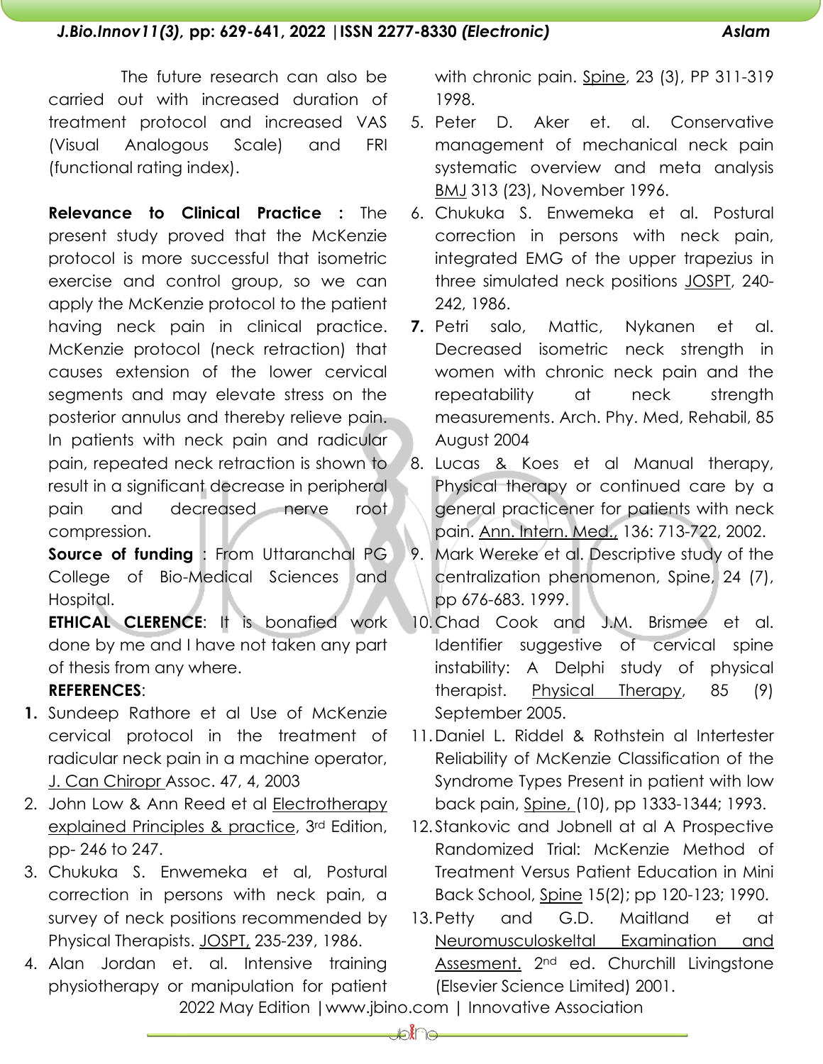The future research can also be carried out with increased duration of treatment protocol and increased VAS (Visual Analogous Scale) and FRI (functional rating index).

**Relevance to Clinical Practice :** The present study proved that the McKenzie protocol is more successful that isometric exercise and control group, so we can apply the McKenzie protocol to the patient having neck pain in clinical practice. McKenzie protocol (neck retraction) that causes extension of the lower cervical segments and may elevate stress on the posterior annulus and thereby relieve pain. In patients with neck pain and radicular pain, repeated neck retraction is shown to result in a significant decrease in peripheral pain and decreased nerve root compression.

**Source of funding** : From Uttaranchal PG College of Bio-Medical Sciences and Hospital.

**ETHICAL CLERENCE**: It is bonafied work done by me and I have not taken any part of thesis from any where.

**REFERENCES**:

1. Sundeep Rathore et al Use of McKenzie cervical protocol in the treatment of radicular neck pain in a machine operator, J. Can Chiropr Assoc. 47, 4, 2003
2. John Low & Ann Reed et al Electrotherapy explained Principles & practice, 3rd Edition, pp- 246 to 247.
3. Chukuka S. Enwemeka et al, Postural correction in persons with neck pain, a survey of neck positions recommended by Physical Therapists. JOSPT, 235-239, 1986.
4. Alan Jordan et. al. Intensive training physiotherapy or manipulation for patient with chronic pain. Spine, 23 (3), PP 311-319 1998.
5. Peter D. Aker et. al. Conservative management of mechanical neck pain systematic overview and meta analysis BMJ 313 (23), November 1996.
6. Chukuka S. Enwemeka et al. Postural correction in persons with neck pain, integrated EMG of the upper trapezius in three simulated neck positions JOSPT, 240-242, 1986.
7. Petri salo, Mattic, Nykanen et al. Decreased isometric neck strength in women with chronic neck pain and the repeatability at neck strength measurements. Arch. Phy. Med, Rehabil, 85 August 2004
8. Lucas & Koes et al Manual therapy, Physical therapy or continued care by a general practicener for patients with neck pain. Ann. Intern. Med., 136: 713-722, 2002.
9. Mark Wereke et al. Descriptive study of the centralization phenomenon, Spine, 24 (7), pp 676-683. 1999.
10. Chad Cook and J.M. Brismee et al. Identifier suggestive of cervical spine instability: A Delphi study of physical therapist. Physical Therapy, 85 (9) September 2005.
11. Daniel L. Riddel & Rothstein al Intertester Reliability of McKenzie Classification of the Syndrome Types Present in patient with low back pain, Spine, (10), pp 1333-1344; 1993.
12. Stankovic and Jobnell at al A Prospective Randomized Trial: McKenzie Method of Treatment Versus Patient Education in Mini Back School, Spine 15(2); pp 120-123; 1990.
13. Petty and G.D. Maitland et at Neuromusculoskeltal Examination and Assesment. 2nd ed. Churchill Livingstone (Elsevier Science Limited) 2001.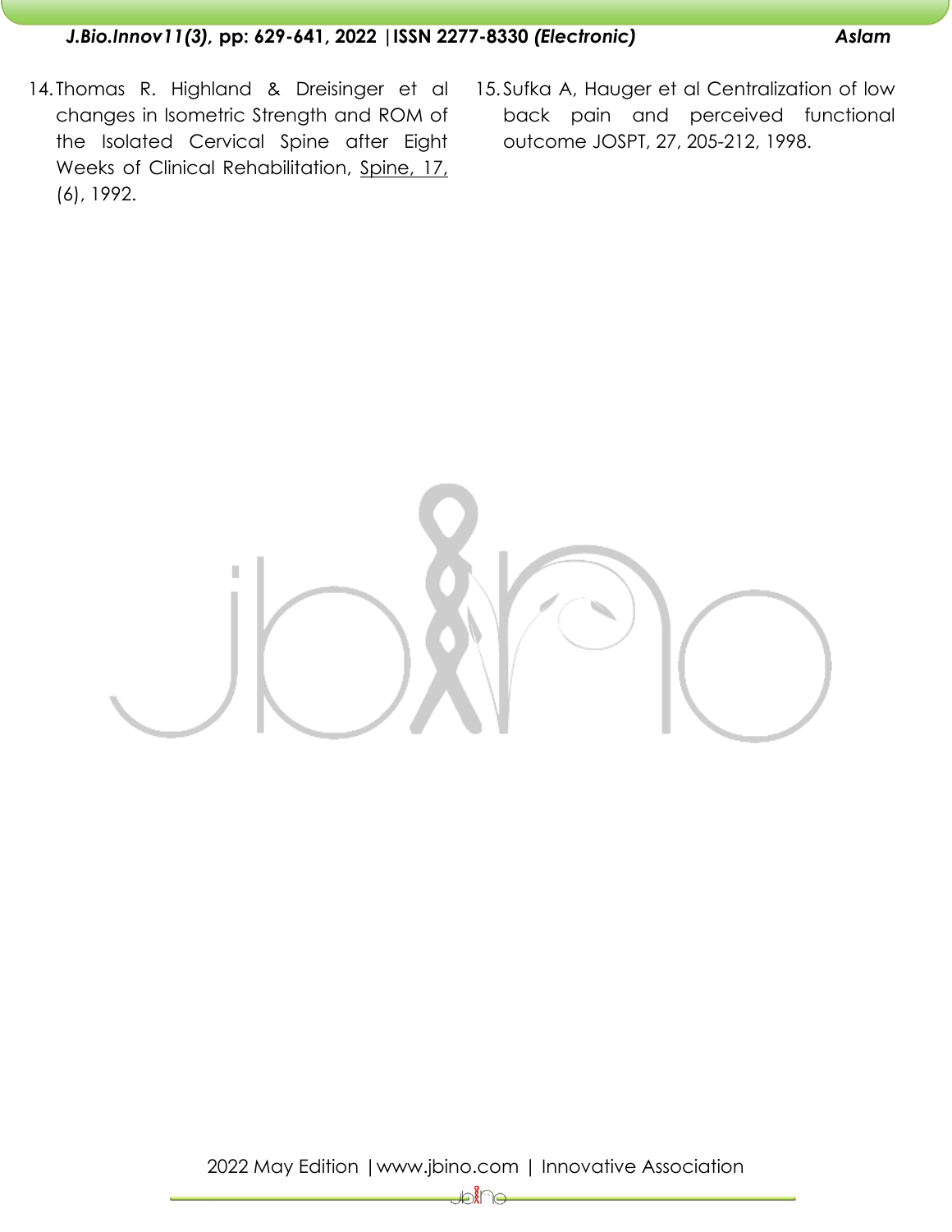14. Thomas R. Highland & Dreisinger et al changes in Isometric Strength and ROM of the Isolated Cervical Spine after Eight Weeks of Clinical Rehabilitation, Spine, 17, (6), 1992.

15. Sufka A, Hauger et al Centralization of low back pain and perceived functional outcome JOSPT, 27, 205-212, 1998.